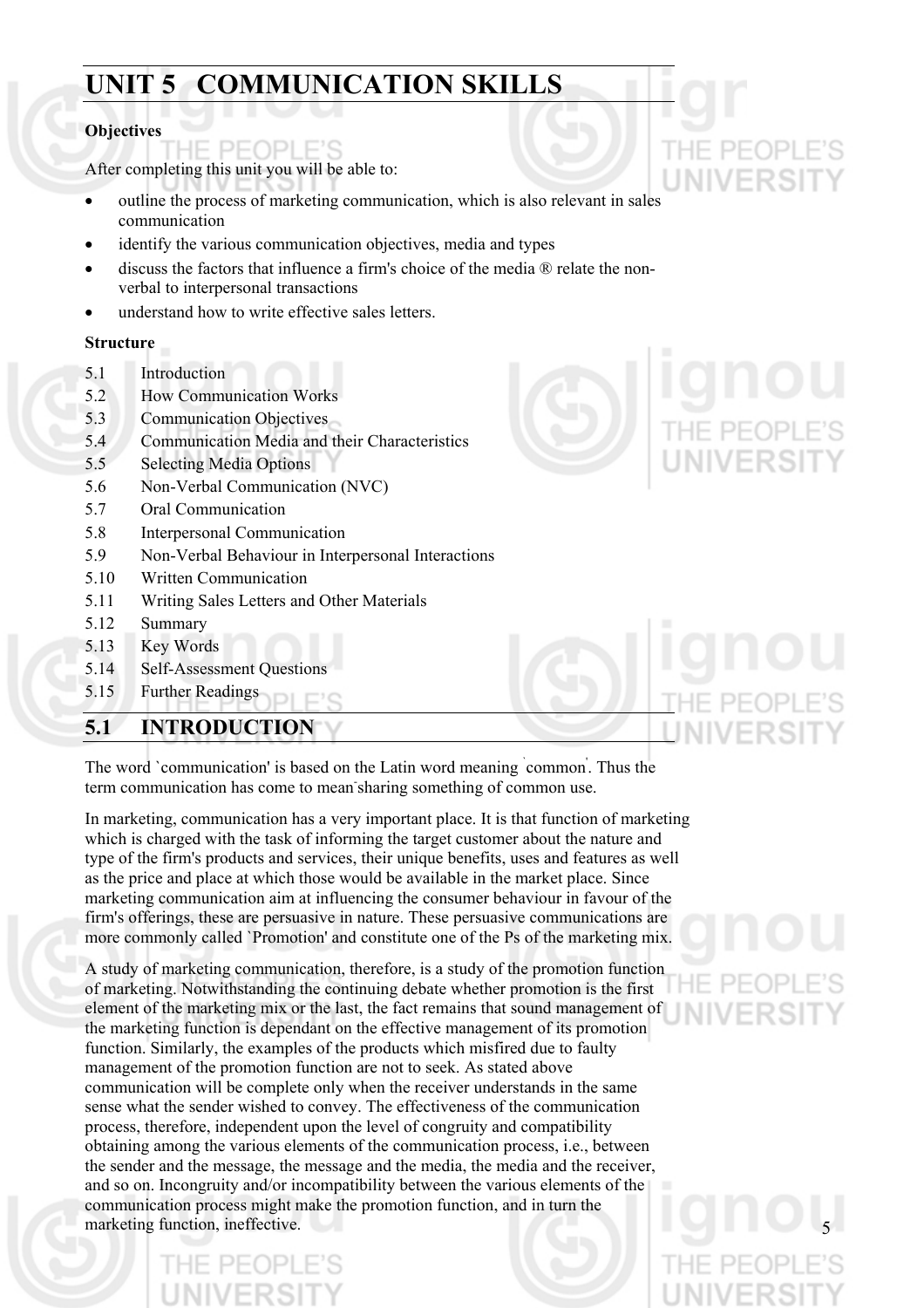# UNIT 5 COMMUNICATION SKILLS

**Objectives**

After completing this unit you will be able to:

- outline the process of marketing communication, which is also relevant in sales communication
- identify the various communication objectives, media and types
- discuss the factors that influence a firm's choice of the media ® relate the non-verbal to interpersonal transactions
- understand how to write effective sales letters.

**Structure**

5.1 Introduction
5.2 How Communication Works
5.3 Communication Objectives
5.4 Communication Media and their Characteristics
5.5 Selecting Media Options
5.6 Non-Verbal Communication (NVC)
5.7 Oral Communication
5.8 Interpersonal Communication
5.9 Non-Verbal Behaviour in Interpersonal Interactions
5.10 Written Communication
5.11 Writing Sales Letters and Other Materials
5.12 Summary
5.13 Key Words
5.14 Self-Assessment Questions
5.15 Further Readings

## 5.1 INTRODUCTION

The word `communication' is based on the Latin word meaning `common'. Thus the term communication has come to mean sharing something of common use.

In marketing, communication has a very important place. It is that function of marketing which is charged with the task of informing the target customer about the nature and type of the firm's products and services, their unique benefits, uses and features as well as the price and place at which those would be available in the market place. Since marketing communication aim at influencing the consumer behaviour in favour of the firm's offerings, these are persuasive in nature. These persuasive communications are more commonly called `Promotion' and constitute one of the Ps of the marketing mix.

A study of marketing communication, therefore, is a study of the promotion function of marketing. Notwithstanding the continuing debate whether promotion is the first element of the marketing mix or the last, the fact remains that sound management of the marketing function is dependant on the effective management of its promotion function. Similarly, the examples of the products which misfired due to faulty management of the promotion function are not to seek. As stated above communication will be complete only when the receiver understands in the same sense what the sender wished to convey. The effectiveness of the communication process, therefore, independent upon the level of congruity and compatibility obtaining among the various elements of the communication process, i.e., between the sender and the message, the message and the media, the media and the receiver, and so on. Incongruity and/or incompatibility between the various elements of the communication process might make the promotion function, and in turn the marketing function, ineffective.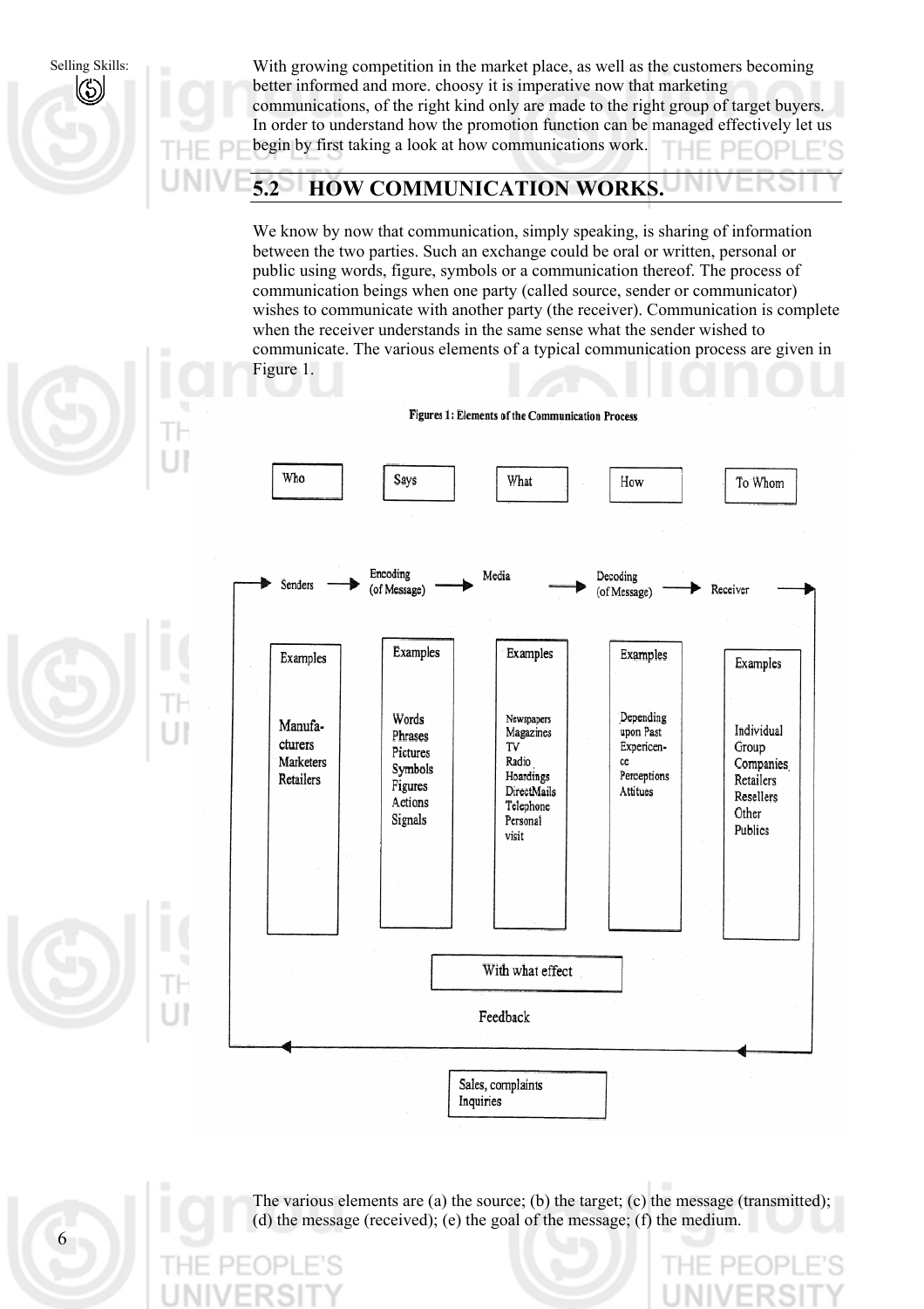With growing competition in the market place, as well as the customers becoming better informed and more. choosy it is imperative now that marketing communications, of the right kind only are made to the right group of target buyers. In order to understand how the promotion function can be managed effectively let us begin by first taking a look at how communications work.

## 5.2 HOW COMMUNICATION WORKS.

We know by now that communication, simply speaking, is sharing of information between the two parties. Such an exchange could be oral or written, personal or public using words, figure, symbols or a communication thereof. The process of communication beings when one party (called source, sender or communicator) wishes to communicate with another party (the receiver). Communication is complete when the receiver understands in the same sense what the sender wished to communicate. The various elements of a typical communication process are given in Figure 1.

**Figures 1: Elements of the Communication Process**

| Who | Says | What | How | To Whom |
|---|---|---|---|---|
| Senders → | Encoding (of Message) → | Media → | Decoding (of Message) → | Receiver |
| Examples<br>Manufacturers<br>Marketers<br>Retailers | Examples<br>Words<br>Phrases<br>Pictures<br>Symbols<br>Figures<br>Actions<br>Signals | Examples<br>Newspapers<br>Magazines<br>TV<br>Radio<br>Hoardings<br>DirectMails<br>Telephone<br>Personal visit | Examples<br>Depending upon Past Experience<br>Perceptions<br>Attitues | Examples<br>Individual<br>Group<br>Companies<br>Retailers<br>Resellers<br>Other Publics |

With what effect

Feedback

Sales, complaints Inquiries

The various elements are (a) the source; (b) the target; (c) the message (transmitted); (d) the message (received); (e) the goal of the message; (f) the medium.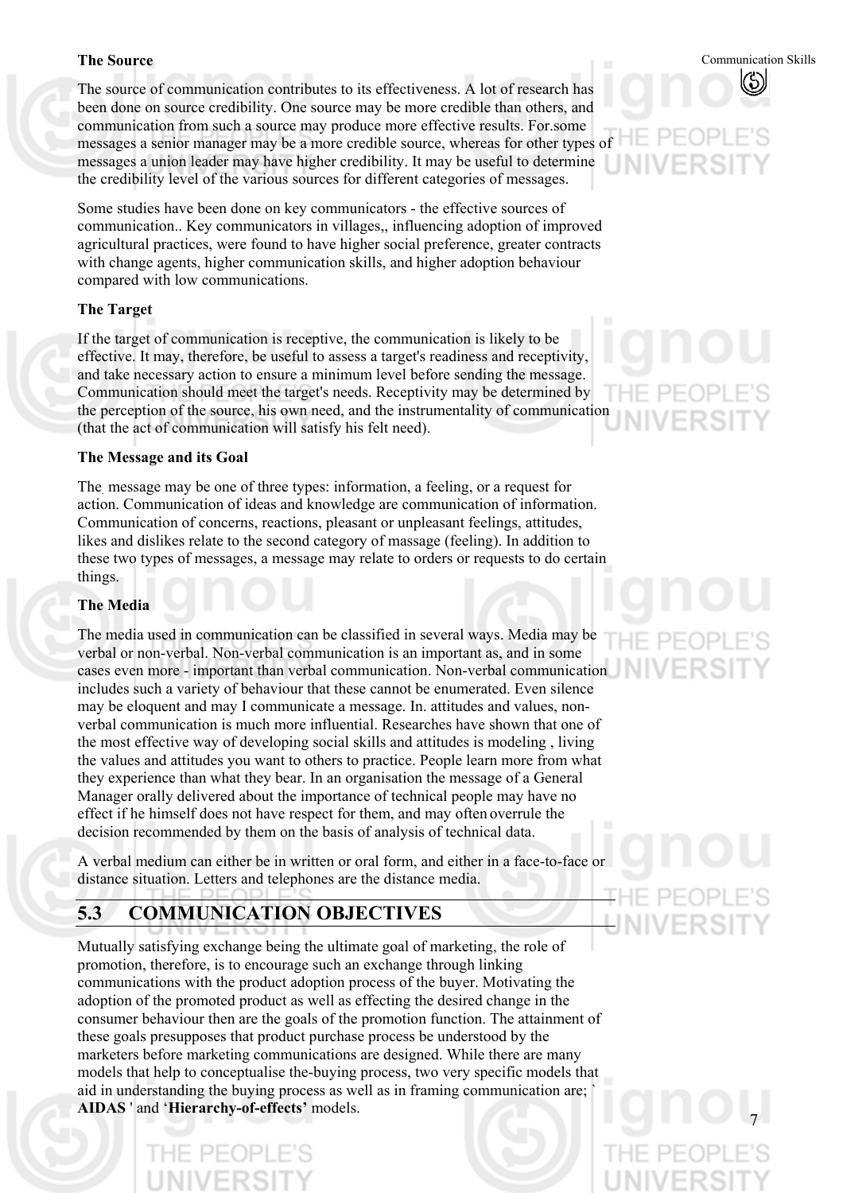### The Source

The source of communication contributes to its effectiveness. A lot of research has been done on source credibility. One source may be more credible than others, and communication from such a source may produce more effective results. For.some messages a senior manager may be a more credible source, whereas for other types of messages a union leader may have higher credibility. It may be useful to determine the credibility level of the various sources for different categories of messages.

Some studies have been done on key communicators - the effective sources of communication.. Key communicators in villages,, influencing adoption of improved agricultural practices, were found to have higher social preference, greater contracts with change agents, higher communication skills, and higher adoption behaviour compared with low communications.

### The Target

If the target of communication is receptive, the communication is likely to be effective. It may, therefore, be useful to assess a target's readiness and receptivity, and take necessary action to ensure a minimum level before sending the message. Communication should meet the target's needs. Receptivity may be determined by the perception of the source, his own need, and the instrumentality of communication (that the act of communication will satisfy his felt need).

### The Message and its Goal

The message may be one of three types: information, a feeling, or a request for action. Communication of ideas and knowledge are communication of information. Communication of concerns, reactions, pleasant or unpleasant feelings, attitudes, likes and dislikes relate to the second category of massage (feeling). In addition to these two types of messages, a message may relate to orders or requests to do certain things.

### The Media

The media used in communication can be classified in several ways. Media may be verbal or non-verbal. Non-verbal communication is an important as, and in some cases even more - important than verbal communication. Non-verbal communication includes such a variety of behaviour that these cannot be enumerated. Even silence may be eloquent and may I communicate a message. In. attitudes and values, non-verbal communication is much more influential. Researches have shown that one of the most effective way of developing social skills and attitudes is modeling , living the values and attitudes you want to others to practice. People learn more from what they experience than what they bear. In an organisation the message of a General Manager orally delivered about the importance of technical people may have no effect if he himself does not have respect for them, and may often overrule the decision recommended by them on the basis of analysis of technical data.

A verbal medium can either be in written or oral form, and either in a face-to-face or distance situation. Letters and telephones are the distance media.

## 5.3 COMMUNICATION OBJECTIVES

Mutually satisfying exchange being the ultimate goal of marketing, the role of promotion, therefore, is to encourage such an exchange through linking communications with the product adoption process of the buyer. Motivating the adoption of the promoted product as well as effecting the desired change in the consumer behaviour then are the goals of the promotion function. The attainment of these goals presupposes that product purchase process be understood by the marketers before marketing communications are designed. While there are many models that help to conceptualise the-buying process, two very specific models that aid in understanding the buying process as well as in framing communication are; ` **AIDAS** ' and '**Hierarchy-of-effects'** models.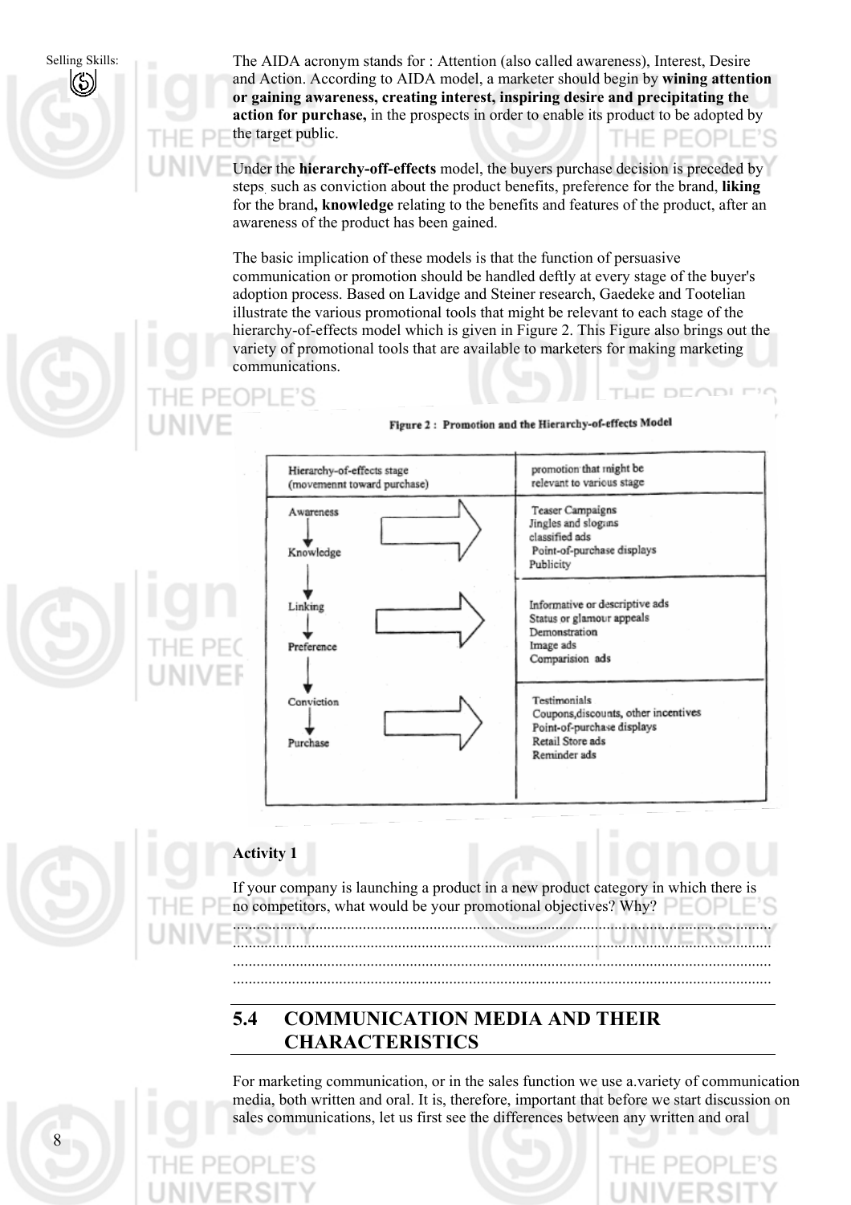The AIDA acronym stands for : Attention (also called awareness), Interest, Desire and Action. According to AIDA model, a marketer should begin by **wining attention or gaining awareness, creating interest, inspiring desire and precipitating the action for purchase,** in the prospects in order to enable its product to be adopted by the target public.

Under the **hierarchy-off-effects** model, the buyers purchase decision is preceded by steps such as conviction about the product benefits, preference for the brand, **liking** for the brand**, knowledge** relating to the benefits and features of the product, after an awareness of the product has been gained.

The basic implication of these models is that the function of persuasive communication or promotion should be handled deftly at every stage of the buyer's adoption process. Based on Lavidge and Steiner research, Gaedeke and Tootelian illustrate the various promotional tools that might be relevant to each stage of the hierarchy-of-effects model which is given in Figure 2. This Figure also brings out the variety of promotional tools that are available to marketers for making marketing communications.

**Figure 2 : Promotion and the Hierarchy-of-effects Model**

| Hierarchy-of-effects stage (movemennt toward purchase) | promotion that might be relevant to various stage |
|---|---|
| Awareness → Knowledge | Teaser Campaigns<br>Jingles and slogans<br>classified ads<br>Point-of-purchase displays<br>Publicity |
| Linking → Preference | Informative or descriptive ads<br>Status or glamour appeals<br>Demonstration<br>Image ads<br>Comparision ads |
| Conviction → Purchase | Testimonials<br>Coupons,discounts, other incentives<br>Point-of-purchase displays<br>Retail Store ads<br>Reminder ads |

**Activity 1**

If your company is launching a product in a new product category in which there is no competitors, what would be your promotional objectives? Why?

......................................................................................................................................
......................................................................................................................................
......................................................................................................................................
......................................................................................................................................

## 5.4 COMMUNICATION MEDIA AND THEIR CHARACTERISTICS

For marketing communication, or in the sales function we use a.variety of communication media, both written and oral. It is, therefore, important that before we start discussion on sales communications, let us first see the differences between any written and oral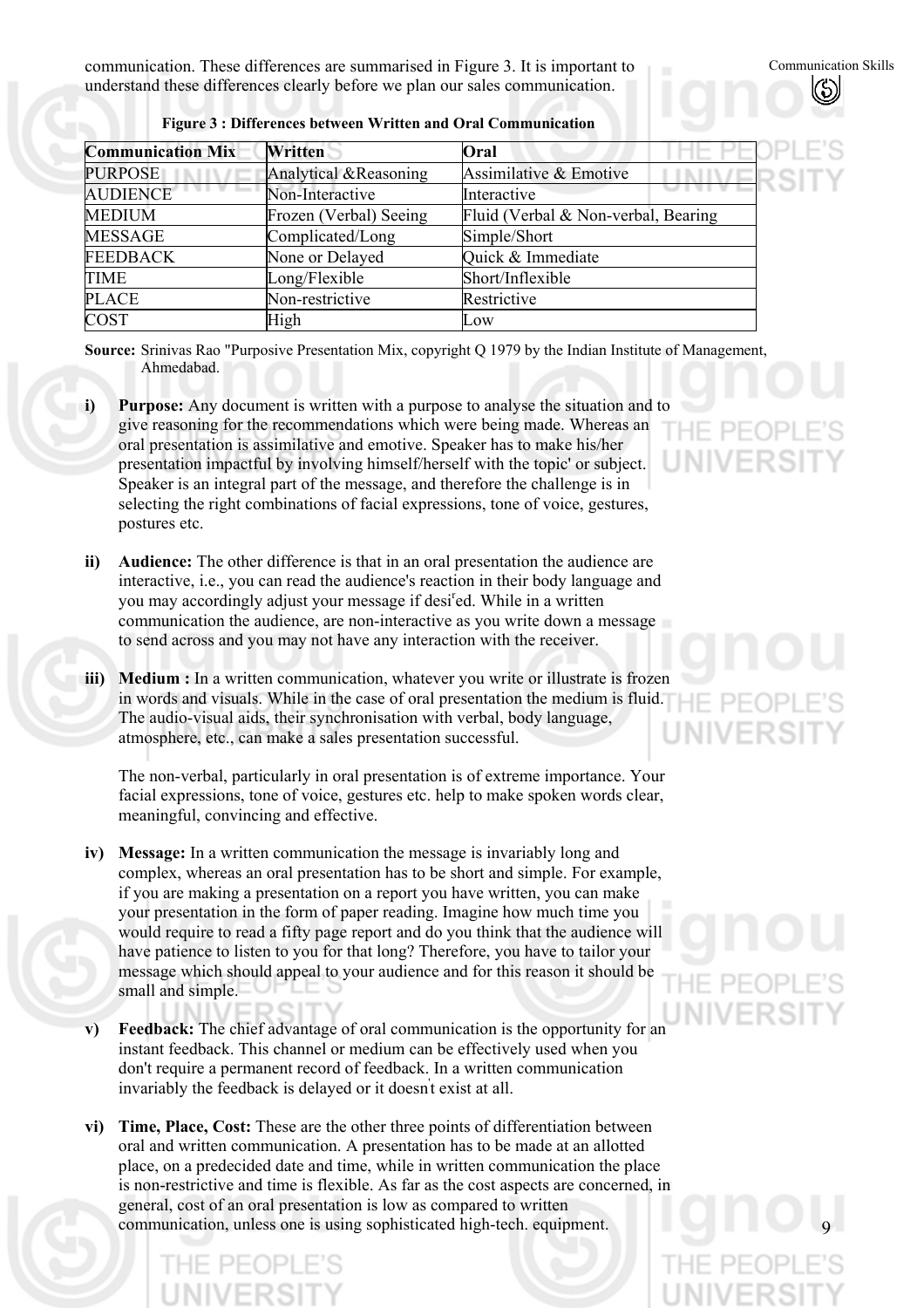communication. These differences are summarised in Figure 3. It is important to understand these differences clearly before we plan our sales communication.

**Figure 3 : Differences between Written and Oral Communication**

| Communication Mix | Written | Oral |
|---|---|---|
| PURPOSE | Analytical &Reasoning | Assimilative & Emotive |
| AUDIENCE | Non-Interactive | Interactive |
| MEDIUM | Frozen (Verbal) Seeing | Fluid (Verbal & Non-verbal, Bearing |
| MESSAGE | Complicated/Long | Simple/Short |
| FEEDBACK | None or Delayed | Quick & Immediate |
| TIME | Long/Flexible | Short/Inflexible |
| PLACE | Non-restrictive | Restrictive |
| COST | High | Low |

**Source:** Srinivas Rao "Purposive Presentation Mix, copyright Q 1979 by the Indian Institute of Management, Ahmedabad.

i) **Purpose:** Any document is written with a purpose to analyse the situation and to give reasoning for the recommendations which were being made. Whereas an oral presentation is assimilative and emotive. Speaker has to make his/her presentation impactful by involving himself/herself with the topic' or subject. Speaker is an integral part of the message, and therefore the challenge is in selecting the right combinations of facial expressions, tone of voice, gestures, postures etc.

ii) **Audience:** The other difference is that in an oral presentation the audience are interactive, i.e., you can read the audience's reaction in their body language and you may accordingly adjust your message if desired. While in a written communication the audience, are non-interactive as you write down a message to send across and you may not have any interaction with the receiver.

iii) **Medium :** In a written communication, whatever you write or illustrate is frozen in words and visuals. While in the case of oral presentation the medium is fluid. The audio-visual aids, their synchronisation with verbal, body language, atmosphere, etc., can make a sales presentation successful.

The non-verbal, particularly in oral presentation is of extreme importance. Your facial expressions, tone of voice, gestures etc. help to make spoken words clear, meaningful, convincing and effective.

iv) **Message:** In a written communication the message is invariably long and complex, whereas an oral presentation has to be short and simple. For example, if you are making a presentation on a report you have written, you can make your presentation in the form of paper reading. Imagine how much time you would require to read a fifty page report and do you think that the audience will have patience to listen to you for that long? Therefore, you have to tailor your message which should appeal to your audience and for this reason it should be small and simple.

v) **Feedback:** The chief advantage of oral communication is the opportunity for an instant feedback. This channel or medium can be effectively used when you don't require a permanent record of feedback. In a written communication invariably the feedback is delayed or it doesn't exist at all.

vi) **Time, Place, Cost:** These are the other three points of differentiation between oral and written communication. A presentation has to be made at an allotted place, on a predecided date and time, while in written communication the place is non-restrictive and time is flexible. As far as the cost aspects are concerned, in general, cost of an oral presentation is low as compared to written communication, unless one is using sophisticated high-tech. equipment.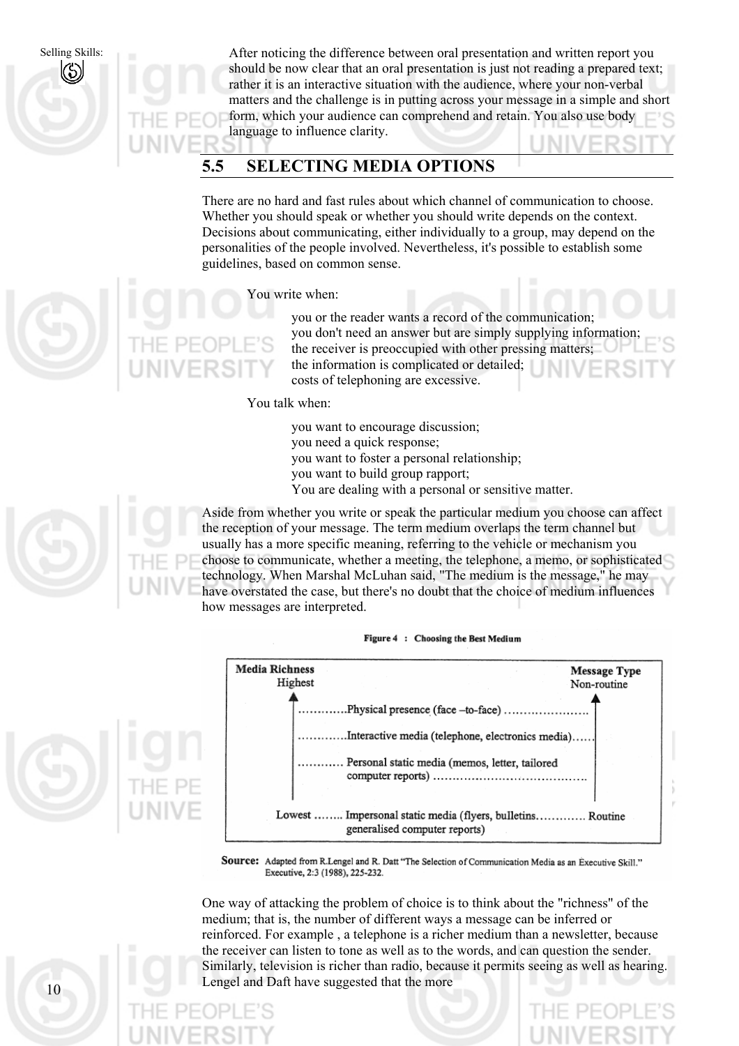After noticing the difference between oral presentation and written report you should be now clear that an oral presentation is just not reading a prepared text; rather it is an interactive situation with the audience, where your non-verbal matters and the challenge is in putting across your message in a simple and short form, which your audience can comprehend and retain. You also use body language to influence clarity.

## 5.5 SELECTING MEDIA OPTIONS

There are no hard and fast rules about which channel of communication to choose. Whether you should speak or whether you should write depends on the context. Decisions about communicating, either individually to a group, may depend on the personalities of the people involved. Nevertheless, it's possible to establish some guidelines, based on common sense.

You write when:

- you or the reader wants a record of the communication;
- you don't need an answer but are simply supplying information;
- the receiver is preoccupied with other pressing matters;
- the information is complicated or detailed;
- costs of telephoning are excessive.

You talk when:

- you want to encourage discussion;
- you need a quick response;
- you want to foster a personal relationship;
- you want to build group rapport;
- You are dealing with a personal or sensitive matter.

Aside from whether you write or speak the particular medium you choose can affect the reception of your message. The term medium overlaps the term channel but usually has a more specific meaning, referring to the vehicle or mechanism you choose to communicate, whether a meeting, the telephone, a memo, or sophisticated technology. When Marshal McLuhan said, "The medium is the message," he may have overstated the case, but there's no doubt that the choice of medium influences how messages are interpreted.

**Figure 4 : Choosing the Best Medium**

| Media Richness | | Message Type |
|---|---|---|
| Highest | Physical presence (face –to-face) | Non-routine |
| | Interactive media (telephone, electronics media) | |
| | Personal static media (memos, letter, tailored computer reports) | |
| Lowest | Impersonal static media (flyers, bulletins, generalised computer reports) | Routine |

**Source:** Adapted from R.Lengel and R. Datt "The Selection of Communication Media as an Executive Skill." Executive, 2:3 (1988), 225-232.

One way of attacking the problem of choice is to think about the "richness" of the medium; that is, the number of different ways a message can be inferred or reinforced. For example , a telephone is a richer medium than a newsletter, because the receiver can listen to tone as well as to the words, and can question the sender. Similarly, television is richer than radio, because it permits seeing as well as hearing. Lengel and Daft have suggested that the more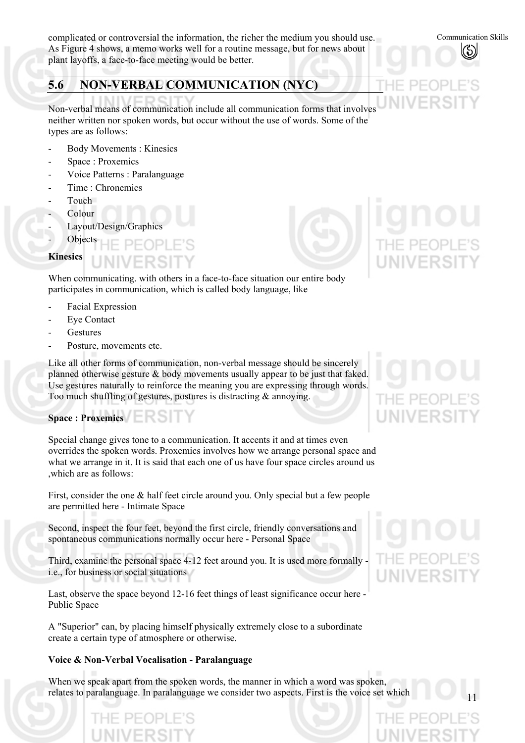complicated or controversial the information, the richer the medium you should use. As Figure 4 shows, a memo works well for a routine message, but for news about plant layoffs, a face-to-face meeting would be better.

## 5.6 NON-VERBAL COMMUNICATION (NYC)

Non-verbal means of communication include all communication forms that involves neither written nor spoken words, but occur without the use of words. Some of the types are as follows:

- Body Movements : Kinesics
- Space : Proxemics
- Voice Patterns : Paralanguage
- Time : Chronemics
- Touch
- Colour
- Layout/Design/Graphics
- Objects

**Kinesics**

When communicating. with others in a face-to-face situation our entire body participates in communication, which is called body language, like

- Facial Expression
- Eye Contact
- Gestures
- Posture, movements etc.

Like all other forms of communication, non-verbal message should be sincerely planned otherwise gesture & body movements usually appear to be just that faked. Use gestures naturally to reinforce the meaning you are expressing through words. Too much shuffling of gestures, postures is distracting & annoying.

**Space : Proxemics**

Special change gives tone to a communication. It accents it and at times even overrides the spoken words. Proxemics involves how we arrange personal space and what we arrange in it. It is said that each one of us have four space circles around us ,which are as follows:

First, consider the one & half feet circle around you. Only special but a few people are permitted here - Intimate Space

Second, inspect the four feet, beyond the first circle, friendly conversations and spontaneous communications normally occur here - Personal Space

Third, examine the personal space 4-12 feet around you. It is used more formally - i.e., for business or social situations

Last, observe the space beyond 12-16 feet things of least significance occur here - Public Space

A "Superior" can, by placing himself physically extremely close to a subordinate create a certain type of atmosphere or otherwise.

**Voice & Non-Verbal Vocalisation - Paralanguage**

When we speak apart from the spoken words, the manner in which a word was spoken, relates to paralanguage. In paralanguage we consider two aspects. First is the voice set which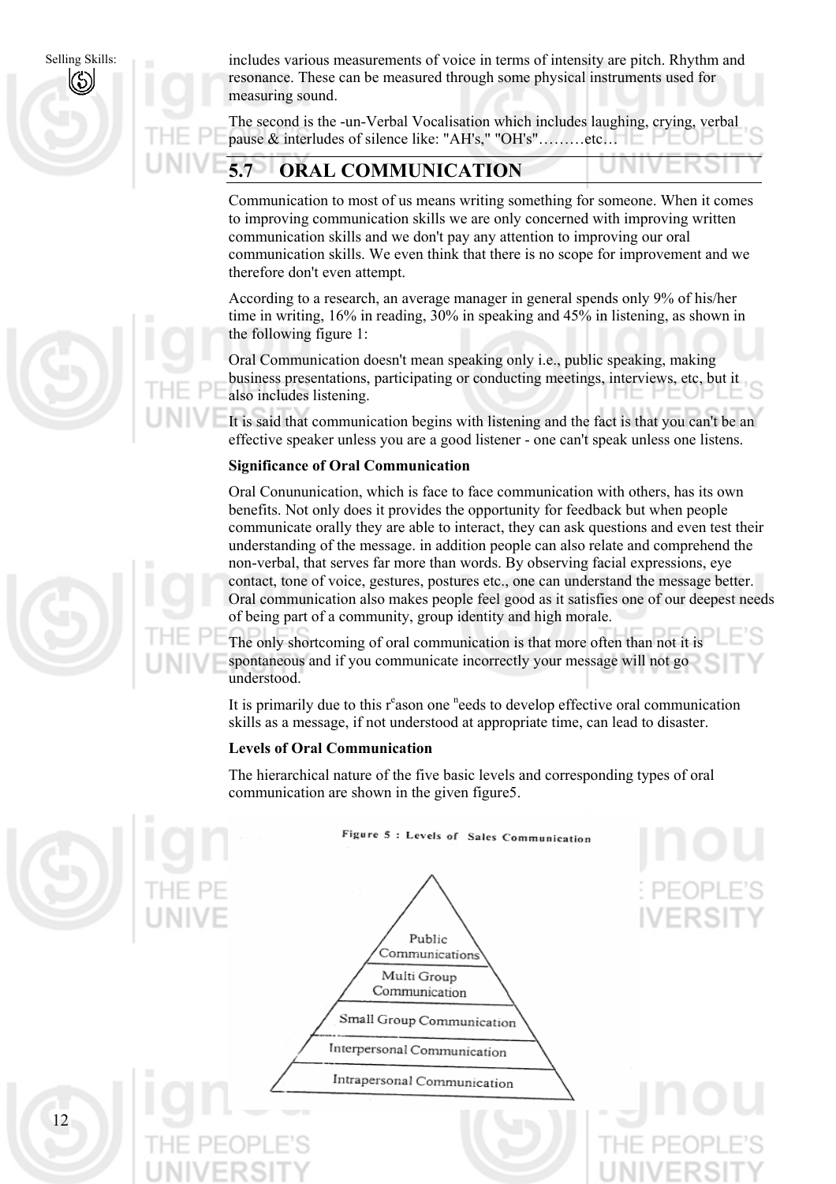includes various measurements of voice in terms of intensity are pitch. Rhythm and resonance. These can be measured through some physical instruments used for measuring sound.

The second is the -un-Verbal Vocalisation which includes laughing, crying, verbal pause & interludes of silence like: "AH's," "OH's"………etc…

## 5.7 ORAL COMMUNICATION

Communication to most of us means writing something for someone. When it comes to improving communication skills we are only concerned with improving written communication skills and we don't pay any attention to improving our oral communication skills. We even think that there is no scope for improvement and we therefore don't even attempt.

According to a research, an average manager in general spends only 9% of his/her time in writing, 16% in reading, 30% in speaking and 45% in listening, as shown in the following figure 1:

Oral Communication doesn't mean speaking only i.e., public speaking, making business presentations, participating or conducting meetings, interviews, etc, but it also includes listening.

It is said that communication begins with listening and the fact is that you can't be an effective speaker unless you are a good listener - one can't speak unless one listens.

**Significance of Oral Communication**

Oral Conununication, which is face to face communication with others, has its own benefits. Not only does it provides the opportunity for feedback but when people communicate orally they are able to interact, they can ask questions and even test their understanding of the message. in addition people can also relate and comprehend the non-verbal, that serves far more than words. By observing facial expressions, eye contact, tone of voice, gestures, postures etc., one can understand the message better. Oral communication also makes people feel good as it satisfies one of our deepest needs of being part of a community, group identity and high morale.

The only shortcoming of oral communication is that more often than not it is spontaneous and if you communicate incorrectly your message will not go understood.

It is primarily due to this reason one needs to develop effective oral communication skills as a message, if not understood at appropriate time, can lead to disaster.

**Levels of Oral Communication**

The hierarchical nature of the five basic levels and corresponding types of oral communication are shown in the given figure5.

Figure 5 : Levels of Sales Communication

- Public Communications
- Multi Group Communication
- Small Group Communication
- Interpersonal Communication
- Intrapersonal Communication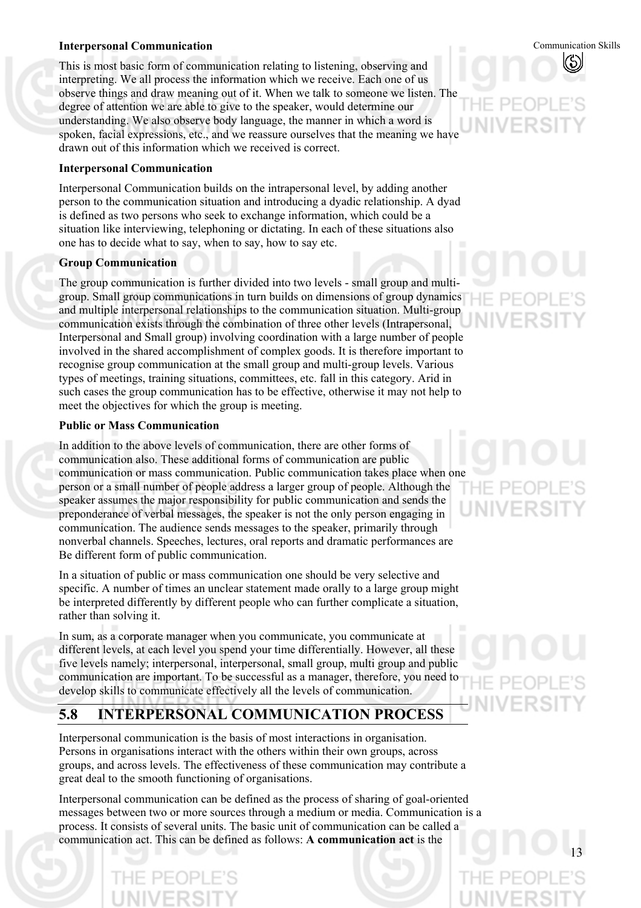**Interpersonal Communication**

This is most basic form of communication relating to listening, observing and interpreting. We all process the information which we receive. Each one of us observe things and draw meaning out of it. When we talk to someone we listen. The degree of attention we are able to give to the speaker, would determine our understanding. We also observe body language, the manner in which a word is spoken, facial expressions, etc., and we reassure ourselves that the meaning we have drawn out of this information which we received is correct.

**Interpersonal Communication**

Interpersonal Communication builds on the intrapersonal level, by adding another person to the communication situation and introducing a dyadic relationship. A dyad is defined as two persons who seek to exchange information, which could be a situation like interviewing, telephoning or dictating. In each of these situations also one has to decide what to say, when to say, how to say etc.

**Group Communication**

The group communication is further divided into two levels - small group and multi-group. Small group communications in turn builds on dimensions of group dynamics and multiple interpersonal relationships to the communication situation. Multi-group communication exists through the combination of three other levels (Intrapersonal, Interpersonal and Small group) involving coordination with a large number of people involved in the shared accomplishment of complex goods. It is therefore important to recognise group communication at the small group and multi-group levels. Various types of meetings, training situations, committees, etc. fall in this category. Arid in such cases the group communication has to be effective, otherwise it may not help to meet the objectives for which the group is meeting.

**Public or Mass Communication**

In addition to the above levels of communication, there are other forms of communication also. These additional forms of communication are public communication or mass communication. Public communication takes place when one person or a small number of people address a larger group of people. Although the speaker assumes the major responsibility for public communication and sends the preponderance of verbal messages, the speaker is not the only person engaging in communication. The audience sends messages to the speaker, primarily through nonverbal channels. Speeches, lectures, oral reports and dramatic performances are Be different form of public communication.

In a situation of public or mass communication one should be very selective and specific. A number of times an unclear statement made orally to a large group might be interpreted differently by different people who can further complicate a situation, rather than solving it.

In sum, as a corporate manager when you communicate, you communicate at different levels, at each level you spend your time differentially. However, all these five levels namely; interpersonal, interpersonal, small group, multi group and public communication are important. To be successful as a manager, therefore, you need to develop skills to communicate effectively all the levels of communication.

## 5.8 INTERPERSONAL COMMUNICATION PROCESS

Interpersonal communication is the basis of most interactions in organisation. Persons in organisations interact with the others within their own groups, across groups, and across levels. The effectiveness of these communication may contribute a great deal to the smooth functioning of organisations.

Interpersonal communication can be defined as the process of sharing of goal-oriented messages between two or more sources through a medium or media. Communication is a process. It consists of several units. The basic unit of communication can be called a communication act. This can be defined as follows: **A communication act** is the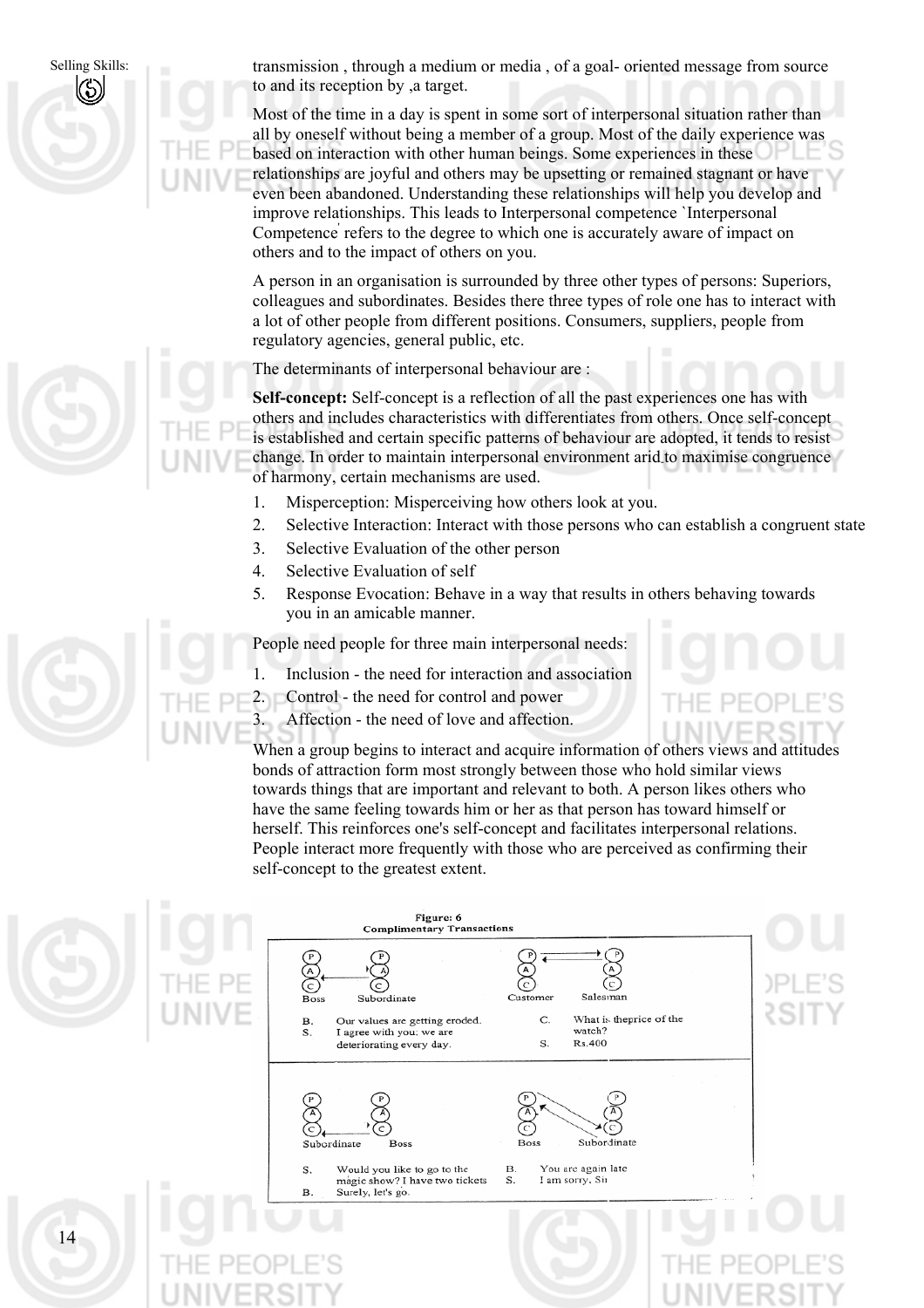transmission , through a medium or media , of a goal- oriented message from source to and its reception by ,a target.

Most of the time in a day is spent in some sort of interpersonal situation rather than all by oneself without being a member of a group. Most of the daily experience was based on interaction with other human beings. Some experiences in these relationships are joyful and others may be upsetting or remained stagnant or have even been abandoned. Understanding these relationships will help you develop and improve relationships. This leads to Interpersonal competence `Interpersonal Competence' refers to the degree to which one is accurately aware of impact on others and to the impact of others on you.

A person in an organisation is surrounded by three other types of persons: Superiors, colleagues and subordinates. Besides there three types of role one has to interact with a lot of other people from different positions. Consumers, suppliers, people from regulatory agencies, general public, etc.

The determinants of interpersonal behaviour are :

**Self-concept:** Self-concept is a reflection of all the past experiences one has with others and includes characteristics with differentiates from others. Once self-concept is established and certain specific patterns of behaviour are adopted, it tends to resist change. In order to maintain interpersonal environment arid to maximise congruence of harmony, certain mechanisms are used.

1. Misperception: Misperceiving how others look at you.
2. Selective Interaction: Interact with those persons who can establish a congruent state
3. Selective Evaluation of the other person
4. Selective Evaluation of self
5. Response Evocation: Behave in a way that results in others behaving towards you in an amicable manner.

People need people for three main interpersonal needs:

1. Inclusion - the need for interaction and association
2. Control - the need for control and power
3. Affection - the need of love and affection.

When a group begins to interact and acquire information of others views and attitudes bonds of attraction form most strongly between those who hold similar views towards things that are important and relevant to both. A person likes others who have the same feeling towards him or her as that person has toward himself or herself. This reinforces one's self-concept and facilitates interpersonal relations. People interact more frequently with those who are perceived as confirming their self-concept to the greatest extent.

**Figure: 6**
**Complimentary Transactions**

| Boss — Subordinate | Customer — Salesman |
|---|---|
| B. Our values are getting eroded.<br>S. I agree with you; we are deteriorating every day. | C. What is theprice of the watch?<br>S. Rs.400 |
| **Subordinate — Boss** | **Boss — Subordinate** |
| S. Would you like to go to the magic show? I have two tickets<br>B. Surely, let's go. | B. You are again late<br>S. I am sorry, Sir |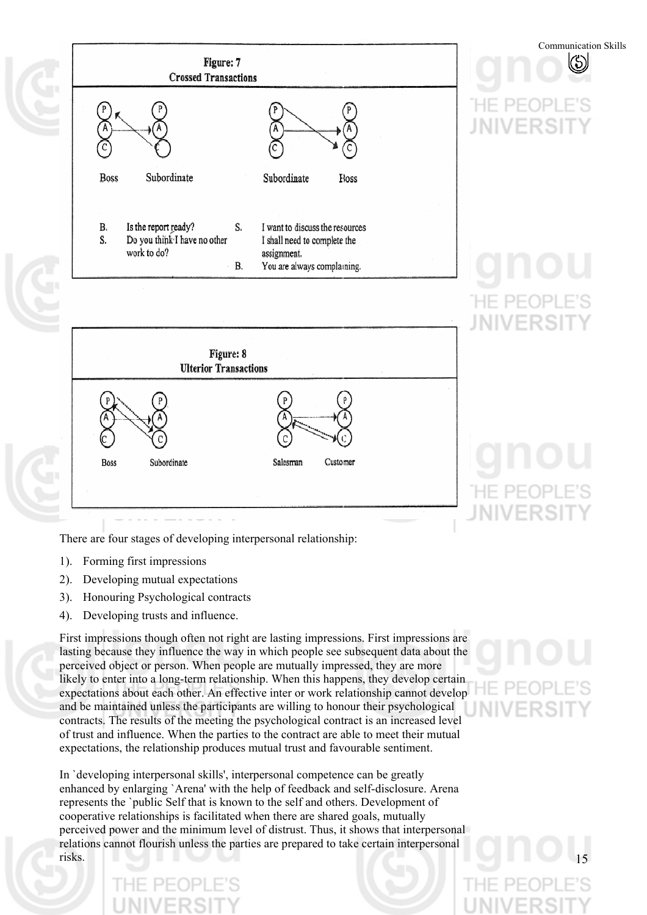**Figure: 7**
**Crossed Transactions**

Boss — Subordinate

B. Is the report ready?
S. Do you think I have no other work to do?

Subordinate — Boss

S. I want to discuss the resources I shall need to complete the assignment.
B. You are always complaining.

**Figure: 8**
**Ulterior Transactions**

Boss — Subordinate

Salesman — Customer

There are four stages of developing interpersonal relationship:

1). Forming first impressions
2). Developing mutual expectations
3). Honouring Psychological contracts
4). Developing trusts and influence.

First impressions though often not right are lasting impressions. First impressions are lasting because they influence the way in which people see subsequent data about the perceived object or person. When people are mutually impressed, they are more likely to enter into a long-term relationship. When this happens, they develop certain expectations about each other. An effective inter or work relationship cannot develop and be maintained unless the participants are willing to honour their psychological contracts. The results of the meeting the psychological contract is an increased level of trust and influence. When the parties to the contract are able to meet their mutual expectations, the relationship produces mutual trust and favourable sentiment.

In `developing interpersonal skills', interpersonal competence can be greatly enhanced by enlarging `Arena' with the help of feedback and self-disclosure. Arena represents the `public Self that is known to the self and others. Development of cooperative relationships is facilitated when there are shared goals, mutually perceived power and the minimum level of distrust. Thus, it shows that interpersonal relations cannot flourish unless the parties are prepared to take certain interpersonal risks.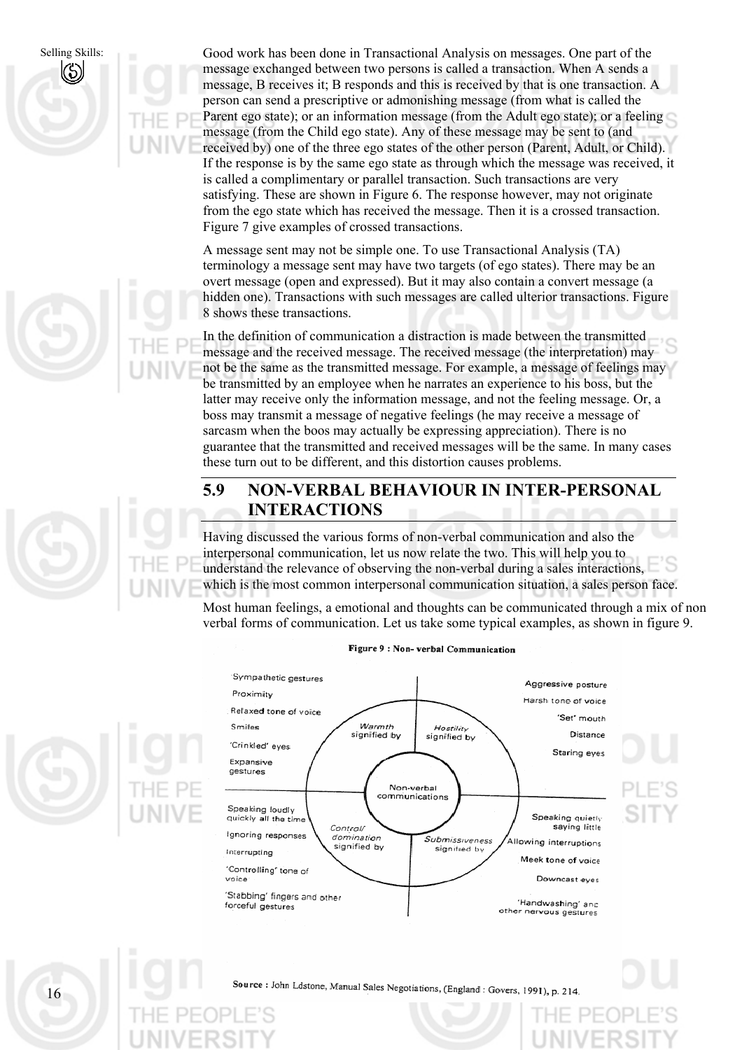Good work has been done in Transactional Analysis on messages. One part of the message exchanged between two persons is called a transaction. When A sends a message, B receives it; B responds and this is received by that is one transaction. A person can send a prescriptive or admonishing message (from what is called the Parent ego state); or an information message (from the Adult ego state); or a feeling message (from the Child ego state). Any of these message may be sent to (and received by) one of the three ego states of the other person (Parent, Adult, or Child). If the response is by the same ego state as through which the message was received, it is called a complimentary or parallel transaction. Such transactions are very satisfying. These are shown in Figure 6. The response however, may not originate from the ego state which has received the message. Then it is a crossed transaction. Figure 7 give examples of crossed transactions.

A message sent may not be simple one. To use Transactional Analysis (TA) terminology a message sent may have two targets (of ego states). There may be an overt message (open and expressed). But it may also contain a convert message (a hidden one). Transactions with such messages are called ulterior transactions. Figure 8 shows these transactions.

In the definition of communication a distraction is made between the transmitted message and the received message. The received message (the interpretation) may not be the same as the transmitted message. For example, a message of feelings may be transmitted by an employee when he narrates an experience to his boss, but the latter may receive only the information message, and not the feeling message. Or, a boss may transmit a message of negative feelings (he may receive a message of sarcasm when the boos may actually be expressing appreciation). There is no guarantee that the transmitted and received messages will be the same. In many cases these turn out to be different, and this distortion causes problems.

## 5.9 NON-VERBAL BEHAVIOUR IN INTER-PERSONAL INTERACTIONS

Having discussed the various forms of non-verbal communication and also the interpersonal communication, let us now relate the two. This will help you to understand the relevance of observing the non-verbal during a sales interactions, which is the most common interpersonal communication situation, a sales person face.

Most human feelings, a emotional and thoughts can be communicated through a mix of non verbal forms of communication. Let us take some typical examples, as shown in figure 9.

**Figure 9 : Non- verbal Communication**

Non-verbal communications

**Warmth signified by**
- Sympathetic gestures
- Proximity
- Relaxed tone of voice
- Smiles
- 'Crinkled' eyes
- Expansive gestures

**Hostility signified by**
- Aggressive posture
- Harsh tone of voice
- 'Set' mouth
- Distance
- Staring eyes

**Control/domination signified by**
- Speaking loudly quickly all the time
- Ignoring responses
- Interrupting
- 'Controlling' tone of voice
- 'Stabbing' fingers and other forceful gestures

**Submissiveness signified by**
- Speaking quietly saying little
- Allowing interruptions
- Meek tone of voice
- Downcast eyes
- 'Handwashing' and other nervous gestures

Source : John Ldstone, Manual Sales Negotiations, (England : Govers, 1991), p. 214.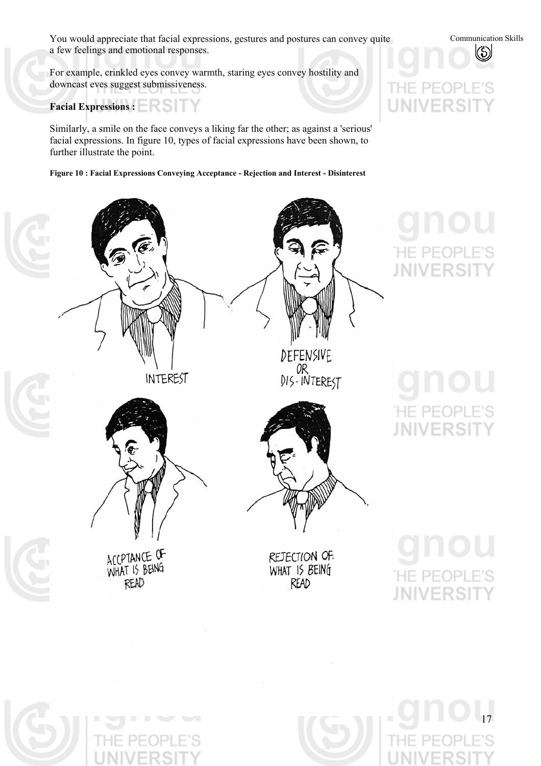You would appreciate that facial expressions, gestures and postures can convey quite a few feelings and emotional responses.

For example, crinkled eyes convey warmth, staring eyes convey hostility and downcast eyes suggest submissiveness.

**Facial Expressions :**

Similarly, a smile on the face conveys a liking far the other; as against a 'serious' facial expressions. In figure 10, types of facial expressions have been shown, to further illustrate the point.

**Figure 10 : Facial Expressions Conveying Acceptance - Rejection and Interest - Disinterest**

INTEREST

DEFENSIVE OR DIS-INTEREST

ACCPTANCE OF WHAT IS BEING READ

REJECTION OF WHAT IS BEING READ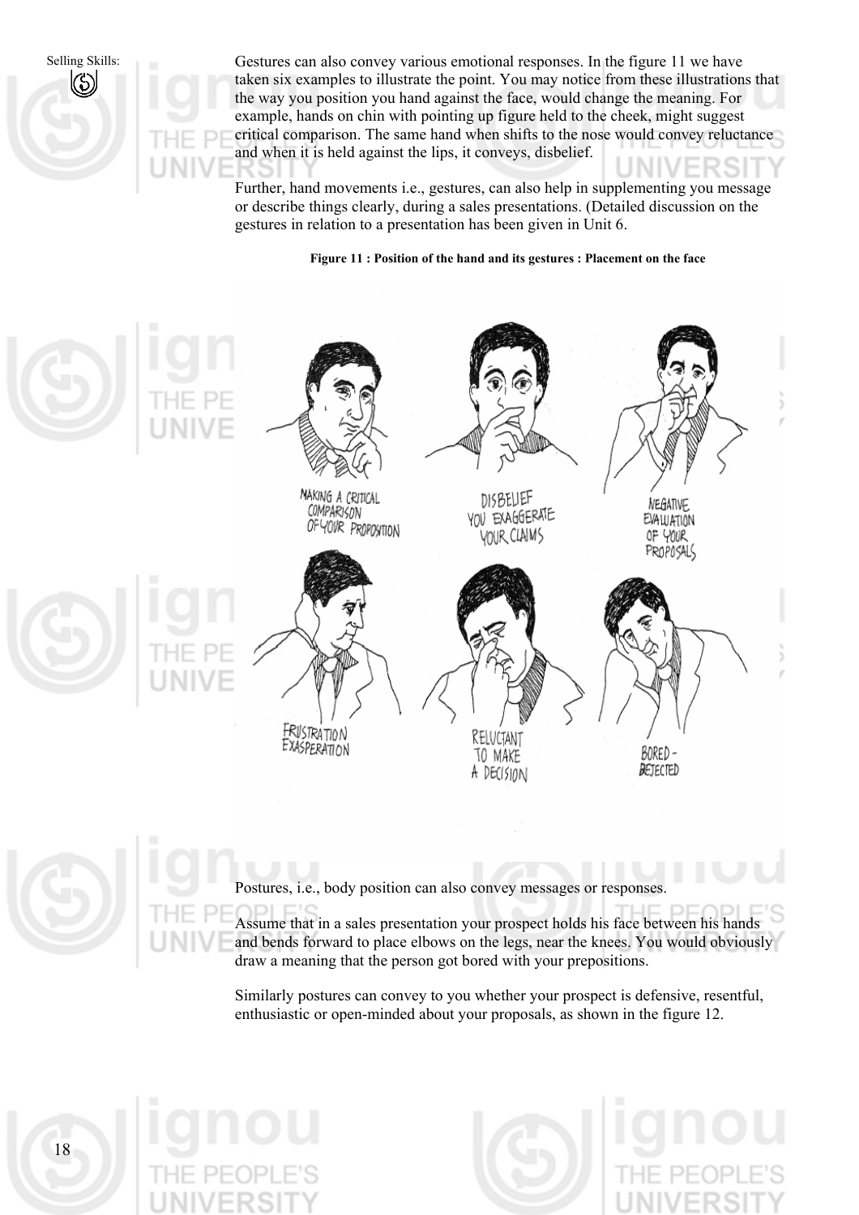Gestures can also convey various emotional responses. In the figure 11 we have taken six examples to illustrate the point. You may notice from these illustrations that the way you position you hand against the face, would change the meaning. For example, hands on chin with pointing up figure held to the cheek, might suggest critical comparison. The same hand when shifts to the nose would convey reluctance and when it is held against the lips, it conveys, disbelief.

Further, hand movements i.e., gestures, can also help in supplementing you message or describe things clearly, during a sales presentations. (Detailed discussion on the gestures in relation to a presentation has been given in Unit 6.

**Figure 11 : Position of the hand and its gestures : Placement on the face**

MAKING A CRITICAL COMPARISON OF YOUR PROPOSITION

DISBELIEF YOU EXAGGERATE YOUR CLAIMS

NEGATIVE EVALUATION OF YOUR PROPOSALS

FRUSTRATION EXASPERATION

RELUCTANT TO MAKE A DECISION

BORED - REJECTED

Postures, i.e., body position can also convey messages or responses.

Assume that in a sales presentation your prospect holds his face between his hands and bends forward to place elbows on the legs, near the knees. You would obviously draw a meaning that the person got bored with your prepositions.

Similarly postures can convey to you whether your prospect is defensive, resentful, enthusiastic or open-minded about your proposals, as shown in the figure 12.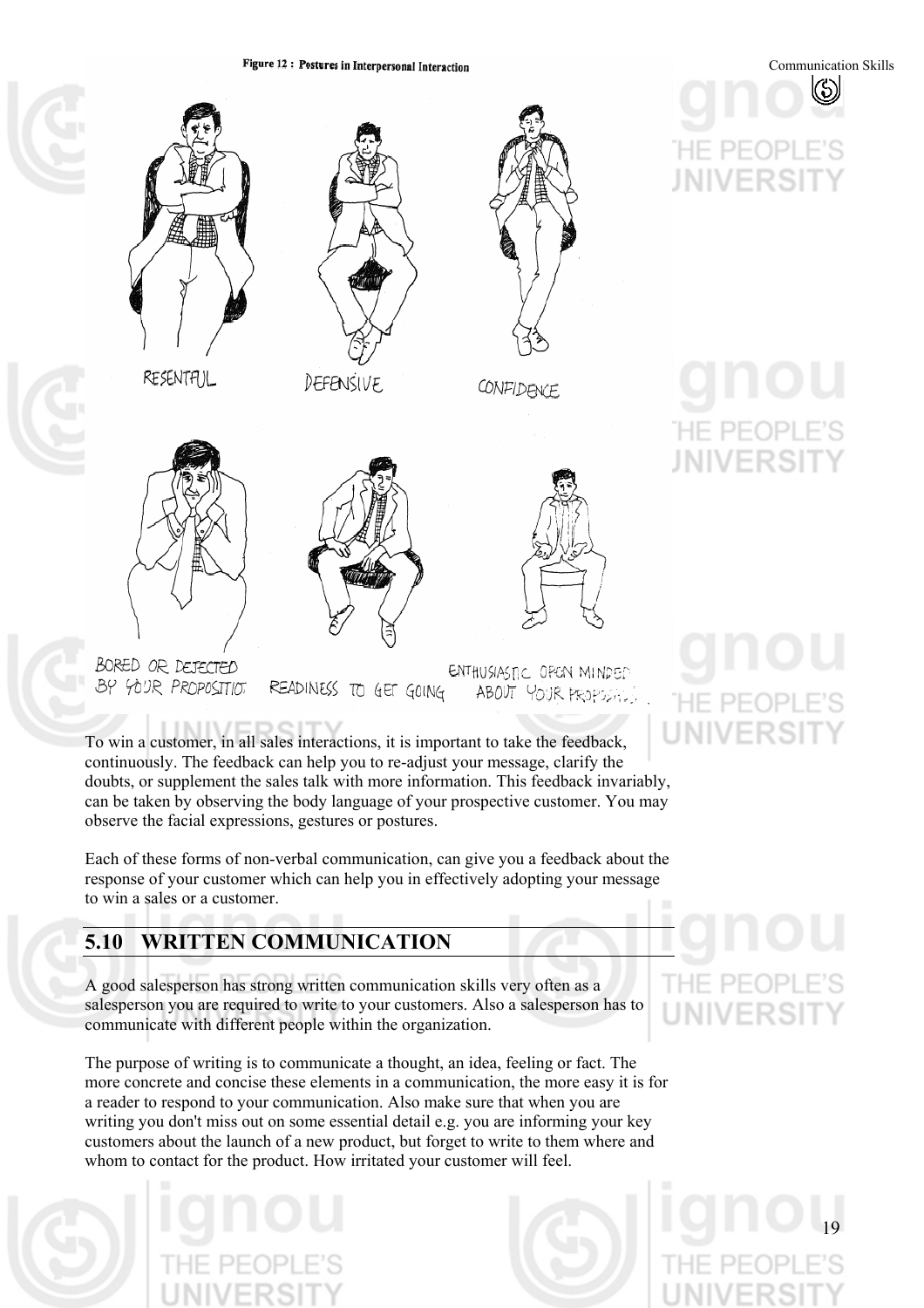Figure 12 : Postures in Interpersonal Interaction

RESENTFUL

DEFENSIVE

CONFIDENCE

BORED OR DEJECTED BY YOUR PROPOSITION

READINESS TO GET GOING

ENTHUSIASTIC OPEN MINDED ABOUT YOUR PROPOSAL

To win a customer, in all sales interactions, it is important to take the feedback, continuously. The feedback can help you to re-adjust your message, clarify the doubts, or supplement the sales talk with more information. This feedback invariably, can be taken by observing the body language of your prospective customer. You may observe the facial expressions, gestures or postures.

Each of these forms of non-verbal communication, can give you a feedback about the response of your customer which can help you in effectively adopting your message to win a sales or a customer.

## 5.10 WRITTEN COMMUNICATION

A good salesperson has strong written communication skills very often as a salesperson you are required to write to your customers. Also a salesperson has to communicate with different people within the organization.

The purpose of writing is to communicate a thought, an idea, feeling or fact. The more concrete and concise these elements in a communication, the more easy it is for a reader to respond to your communication. Also make sure that when you are writing you don't miss out on some essential detail e.g. you are informing your key customers about the launch of a new product, but forget to write to them where and whom to contact for the product. How irritated your customer will feel.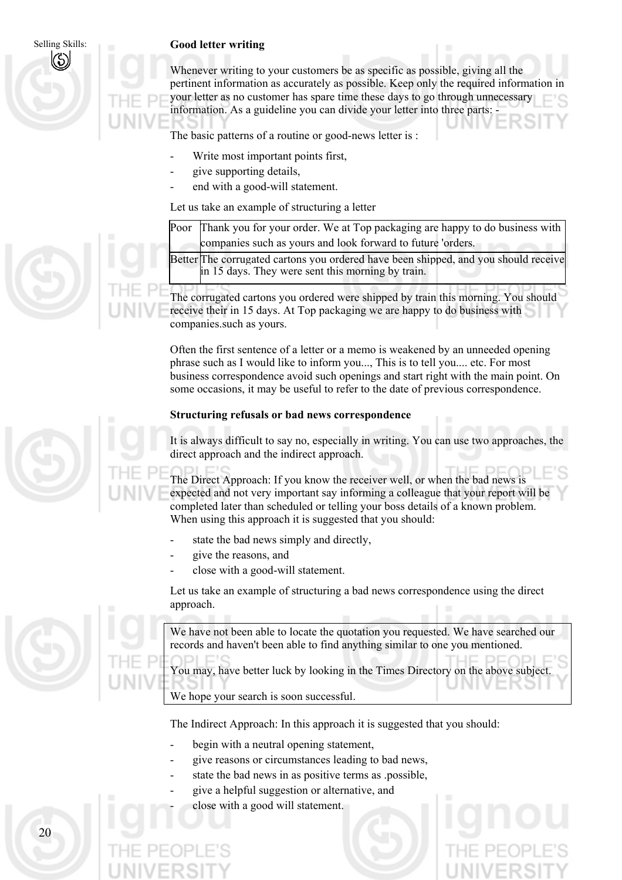**Good letter writing**

Whenever writing to your customers be as specific as possible, giving all the pertinent information as accurately as possible. Keep only the required information in your letter as no customer has spare time these days to go through unnecessary information. As a guideline you can divide your letter into three parts: -

The basic patterns of a routine or good-news letter is :

- Write most important points first,
- give supporting details,
- end with a good-will statement.

Let us take an example of structuring a letter

| | |
|---|---|
| Poor | Thank you for your order. We at Top packaging are happy to do business with companies such as yours and look forward to future 'orders. |
| Better | The corrugated cartons you ordered have been shipped, and you should receive in 15 days. They were sent this morning by train. |

The corrugated cartons you ordered were shipped by train this morning. You should receive their in 15 days. At Top packaging we are happy to do business with companies.such as yours.

Often the first sentence of a letter or a memo is weakened by an unneeded opening phrase such as I would like to inform you..., This is to tell you.... etc. For most business correspondence avoid such openings and start right with the main point. On some occasions, it may be useful to refer to the date of previous correspondence.

**Structuring refusals or bad news correspondence**

It is always difficult to say no, especially in writing. You can use two approaches, the direct approach and the indirect approach.

The Direct Approach: If you know the receiver well, or when the bad news is expected and not very important say informing a colleague that your report will be completed later than scheduled or telling your boss details of a known problem. When using this approach it is suggested that you should:

- state the bad news simply and directly,
- give the reasons, and
- close with a good-will statement.

Let us take an example of structuring a bad news correspondence using the direct approach.

| |
|---|
| We have not been able to locate the quotation you requested. We have searched our records and haven't been able to find anything similar to one you mentioned.<br><br>You may, have better luck by looking in the Times Directory on the above subject.<br><br>We hope your search is soon successful. |

The Indirect Approach: In this approach it is suggested that you should:

- begin with a neutral opening statement,
- give reasons or circumstances leading to bad news,
- state the bad news in as positive terms as .possible,
- give a helpful suggestion or alternative, and
- close with a good will statement.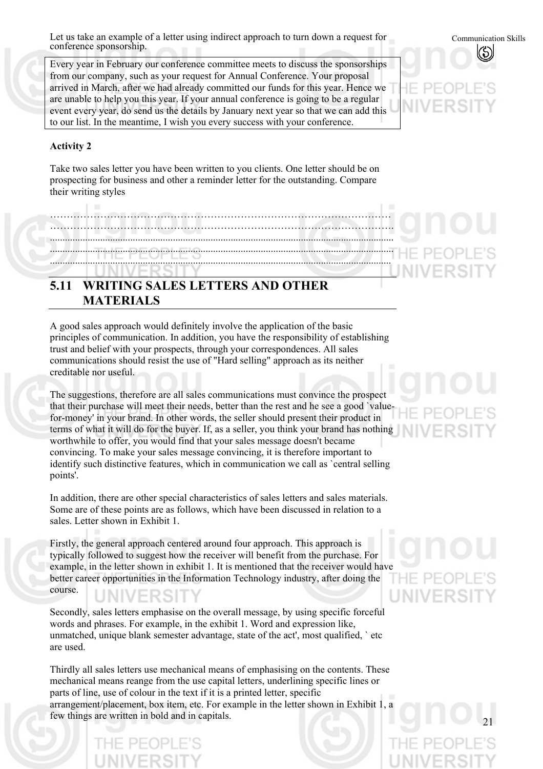Let us take an example of a letter using indirect approach to turn down a request for conference sponsorship.

> Every year in February our conference committee meets to discuss the sponsorships from our company, such as your request for Annual Conference. Your proposal arrived in March, after we had already committed our funds for this year. Hence we are unable to help you this year. If your annual conference is going to be a regular event every year, do send us the details by January next year so that we can add this to our list. In the meantime, I wish you every success with your conference.

**Activity 2**

Take two sales letter you have been written to you clients. One letter should be on prospecting for business and other a reminder letter for the outstanding. Compare their writing styles

…………………………………………………………………………………………
…………………………………………………………………………………………
......................................................................................................................................
......................................................................................................................................
......................................................................................................................................

## 5.11 WRITING SALES LETTERS AND OTHER MATERIALS

A good sales approach would definitely involve the application of the basic principles of communication. In addition, you have the responsibility of establishing trust and belief with your prospects, through your correspondences. All sales communications should resist the use of "Hard selling" approach as its neither creditable nor useful.

The suggestions, therefore are all sales communications must convince the prospect that their purchase will meet their needs, better than the rest and he see a good `value-for-money' in your brand. In other words, the seller should present their product in terms of what it will do for the buyer. If, as a seller, you think your brand has nothing worthwhile to offer, you would find that your sales message doesn't became convincing. To make your sales message convincing, it is therefore important to identify such distinctive features, which in communication we call as `central selling points'.

In addition, there are other special characteristics of sales letters and sales materials. Some are of these points are as follows, which have been discussed in relation to a sales. Letter shown in Exhibit 1.

Firstly, the general approach centered around four approach. This approach is typically followed to suggest how the receiver will benefit from the purchase. For example, in the letter shown in exhibit 1. It is mentioned that the receiver would have better career opportunities in the Information Technology industry, after doing the course.

Secondly, sales letters emphasise on the overall message, by using specific forceful words and phrases. For example, in the exhibit 1. Word and expression like, unmatched, unique blank semester advantage, state of the act', most qualified, ` etc are used.

Thirdly all sales letters use mechanical means of emphasising on the contents. These mechanical means reange from the use capital letters, underlining specific lines or parts of line, use of colour in the text if it is a printed letter, specific arrangement/placement, box item, etc. For example in the letter shown in Exhibit 1, a few things are written in bold and in capitals.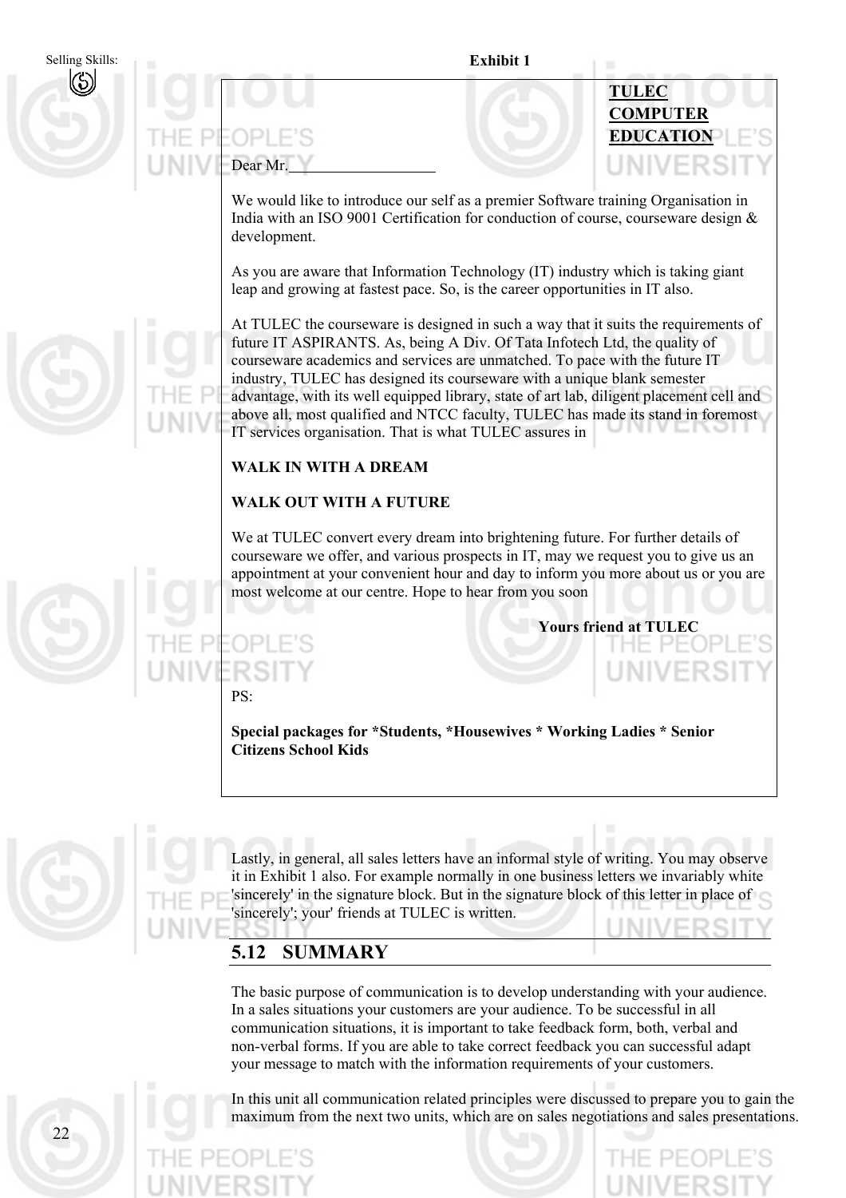**Exhibit 1**

**TULEC COMPUTER EDUCATION**

Dear Mr.\_\_\_\_\_\_\_\_\_\_\_\_\_\_\_\_\_\_

We would like to introduce our self as a premier Software training Organisation in India with an ISO 9001 Certification for conduction of course, courseware design & development.

As you are aware that Information Technology (IT) industry which is taking giant leap and growing at fastest pace. So, is the career opportunities in IT also.

At TULEC the courseware is designed in such a way that it suits the requirements of future IT ASPIRANTS. As, being A Div. Of Tata Infotech Ltd, the quality of courseware academics and services are unmatched. To pace with the future IT industry, TULEC has designed its courseware with a unique blank semester advantage, with its well equipped library, state of art lab, diligent placement cell and above all, most qualified and NTCC faculty, TULEC has made its stand in foremost IT services organisation. That is what TULEC assures in

**WALK IN WITH A DREAM**

**WALK OUT WITH A FUTURE**

We at TULEC convert every dream into brightening future. For further details of courseware we offer, and various prospects in IT, may we request you to give us an appointment at your convenient hour and day to inform you more about us or you are most welcome at our centre. Hope to hear from you soon

**Yours friend at TULEC**

PS:

**Special packages for *Students, *Housewives * Working Ladies * Senior Citizens School Kids**

Lastly, in general, all sales letters have an informal style of writing. You may observe it in Exhibit 1 also. For example normally in one business letters we invariably white 'sincerely' in the signature block. But in the signature block of this letter in place of 'sincerely'; your' friends at TULEC is written.

## 5.12 SUMMARY

The basic purpose of communication is to develop understanding with your audience. In a sales situations your customers are your audience. To be successful in all communication situations, it is important to take feedback form, both, verbal and non-verbal forms. If you are able to take correct feedback you can successful adapt your message to match with the information requirements of your customers.

In this unit all communication related principles were discussed to prepare you to gain the maximum from the next two units, which are on sales negotiations and sales presentations.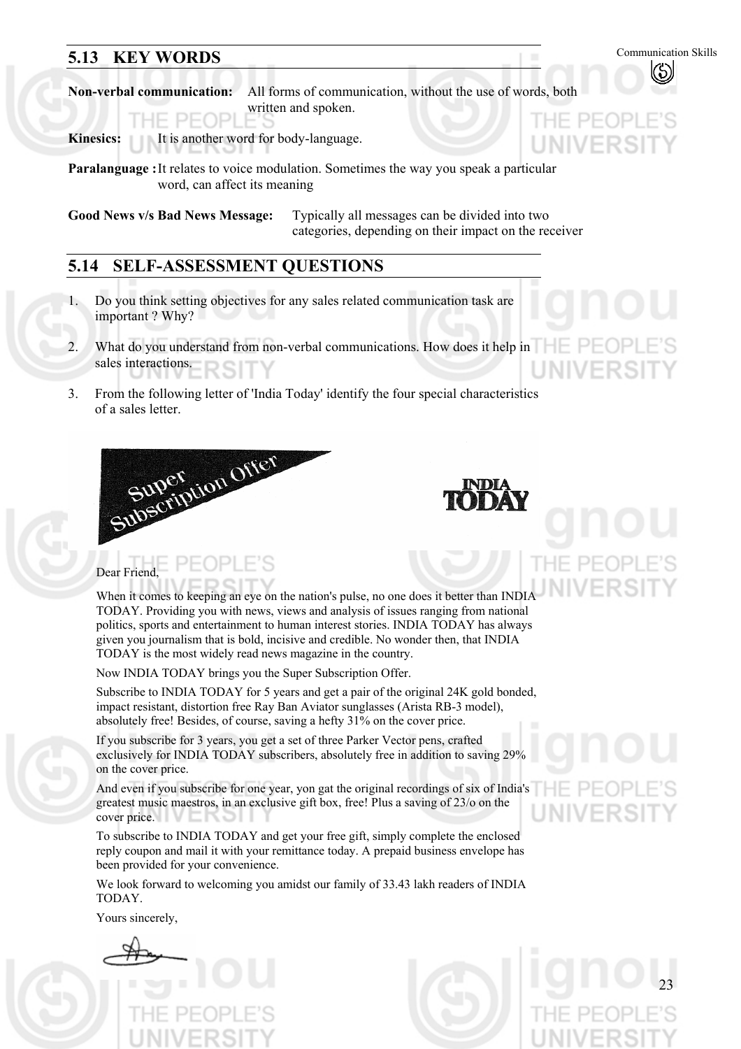## 5.13 KEY WORDS

**Non-verbal communication:** All forms of communication, without the use of words, both written and spoken.

**Kinesics:** It is another word for body-language.

**Paralanguage :** It relates to voice modulation. Sometimes the way you speak a particular word, can affect its meaning

**Good News v/s Bad News Message:** Typically all messages can be divided into two categories, depending on their impact on the receiver

## 5.14 SELF-ASSESSMENT QUESTIONS

1. Do you think setting objectives for any sales related communication task are important ? Why?

2. What do you understand from non-verbal communications. How does it help in sales interactions.

3. From the following letter of 'India Today' identify the four special characteristics of a sales letter.

Super Subscription Offer

INDIA TODAY

Dear Friend,

When it comes to keeping an eye on the nation's pulse, no one does it better than INDIA TODAY. Providing you with news, views and analysis of issues ranging from national politics, sports and entertainment to human interest stories. INDIA TODAY has always given you journalism that is bold, incisive and credible. No wonder then, that INDIA TODAY is the most widely read news magazine in the country.

Now INDIA TODAY brings you the Super Subscription Offer.

Subscribe to INDIA TODAY for 5 years and get a pair of the original 24K gold bonded, impact resistant, distortion free Ray Ban Aviator sunglasses (Arista RB-3 model), absolutely free! Besides, of course, saving a hefty 31% on the cover price.

If you subscribe for 3 years, you get a set of three Parker Vector pens, crafted exclusively for INDIA TODAY subscribers, absolutely free in addition to saving 29% on the cover price.

And even if you subscribe for one year, yon gat the original recordings of six of India's greatest music maestros, in an exclusive gift box, free! Plus a saving of 23/o on the cover price.

To subscribe to INDIA TODAY and get your free gift, simply complete the enclosed reply coupon and mail it with your remittance today. A prepaid business envelope has been provided for your convenience.

We look forward to welcoming you amidst our family of 33.43 lakh readers of INDIA TODAY.

Yours sincerely,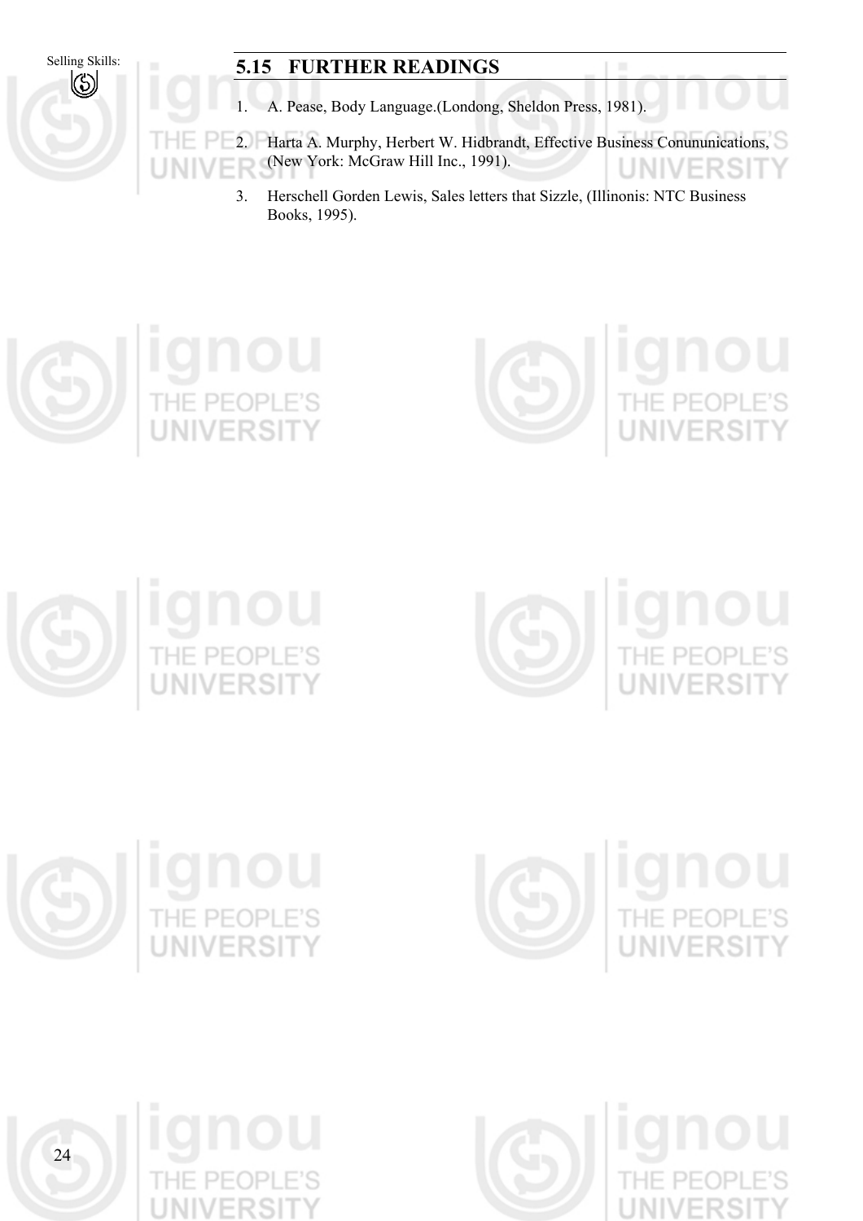## 5.15 FURTHER READINGS

1. A. Pease, Body Language.(Londong, Sheldon Press, 1981).
2. Harta A. Murphy, Herbert W. Hidbrandt, Effective Business Conununications, (New York: McGraw Hill Inc., 1991).
3. Herschell Gorden Lewis, Sales letters that Sizzle, (Illinonis: NTC Business Books, 1995).